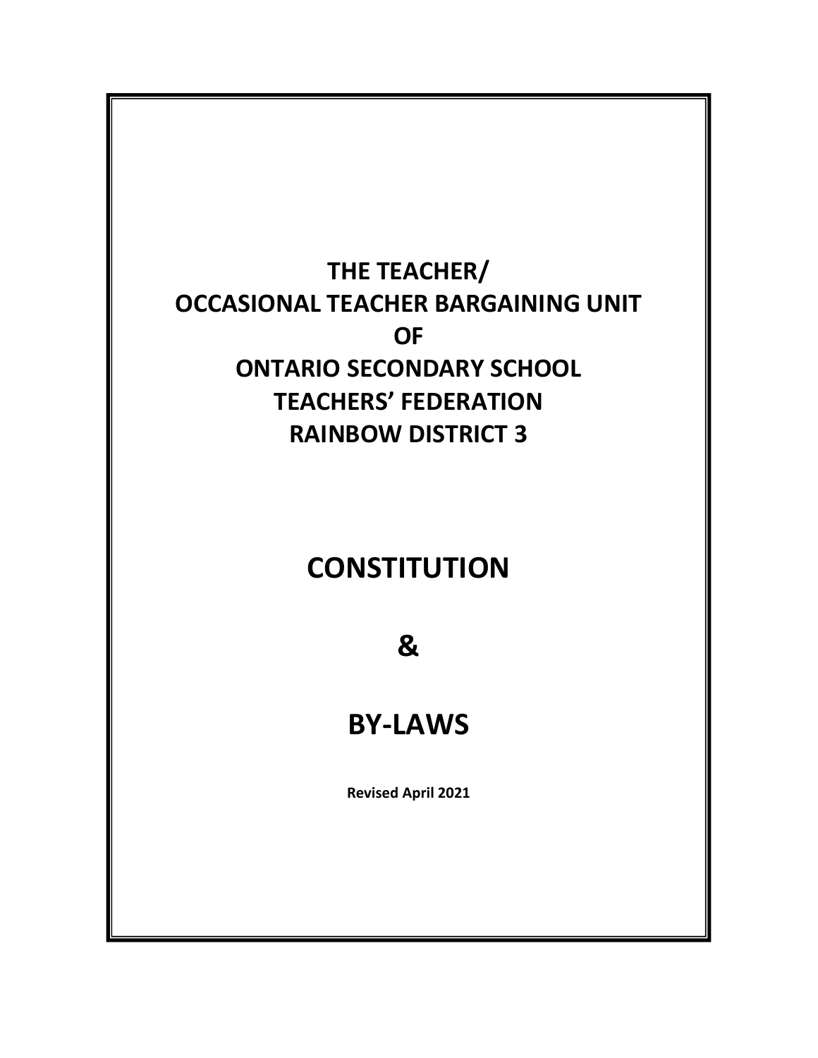# THE TEACHER/
# OCCASIONAL TEACHER BARGAINING UNIT
# OF
# ONTARIO SECONDARY SCHOOL
# TEACHERS' FEDERATION
# RAINBOW DISTRICT 3

# CONSTITUTION

# &

# BY-LAWS

**Revised April 2021**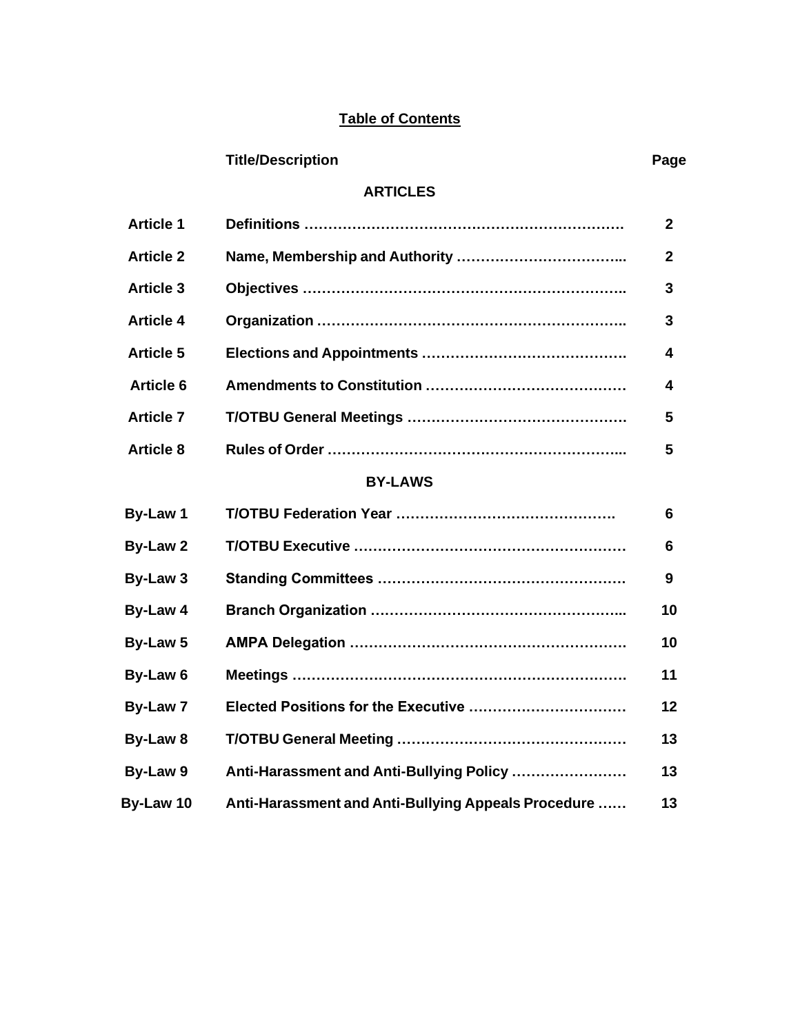## Table of Contents

| | Title/Description | Page |
|---|---|---|
| | **ARTICLES** | |
| Article 1 | Definitions | 2 |
| Article 2 | Name, Membership and Authority | 2 |
| Article 3 | Objectives | 3 |
| Article 4 | Organization | 3 |
| Article 5 | Elections and Appointments | 4 |
| Article 6 | Amendments to Constitution | 4 |
| Article 7 | T/OTBU General Meetings | 5 |
| Article 8 | Rules of Order | 5 |
| | **BY-LAWS** | |
| By-Law 1 | T/OTBU Federation Year | 6 |
| By-Law 2 | T/OTBU Executive | 6 |
| By-Law 3 | Standing Committees | 9 |
| By-Law 4 | Branch Organization | 10 |
| By-Law 5 | AMPA Delegation | 10 |
| By-Law 6 | Meetings | 11 |
| By-Law 7 | Elected Positions for the Executive | 12 |
| By-Law 8 | T/OTBU General Meeting | 13 |
| By-Law 9 | Anti-Harassment and Anti-Bullying Policy | 13 |
| By-Law 10 | Anti-Harassment and Anti-Bullying Appeals Procedure | 13 |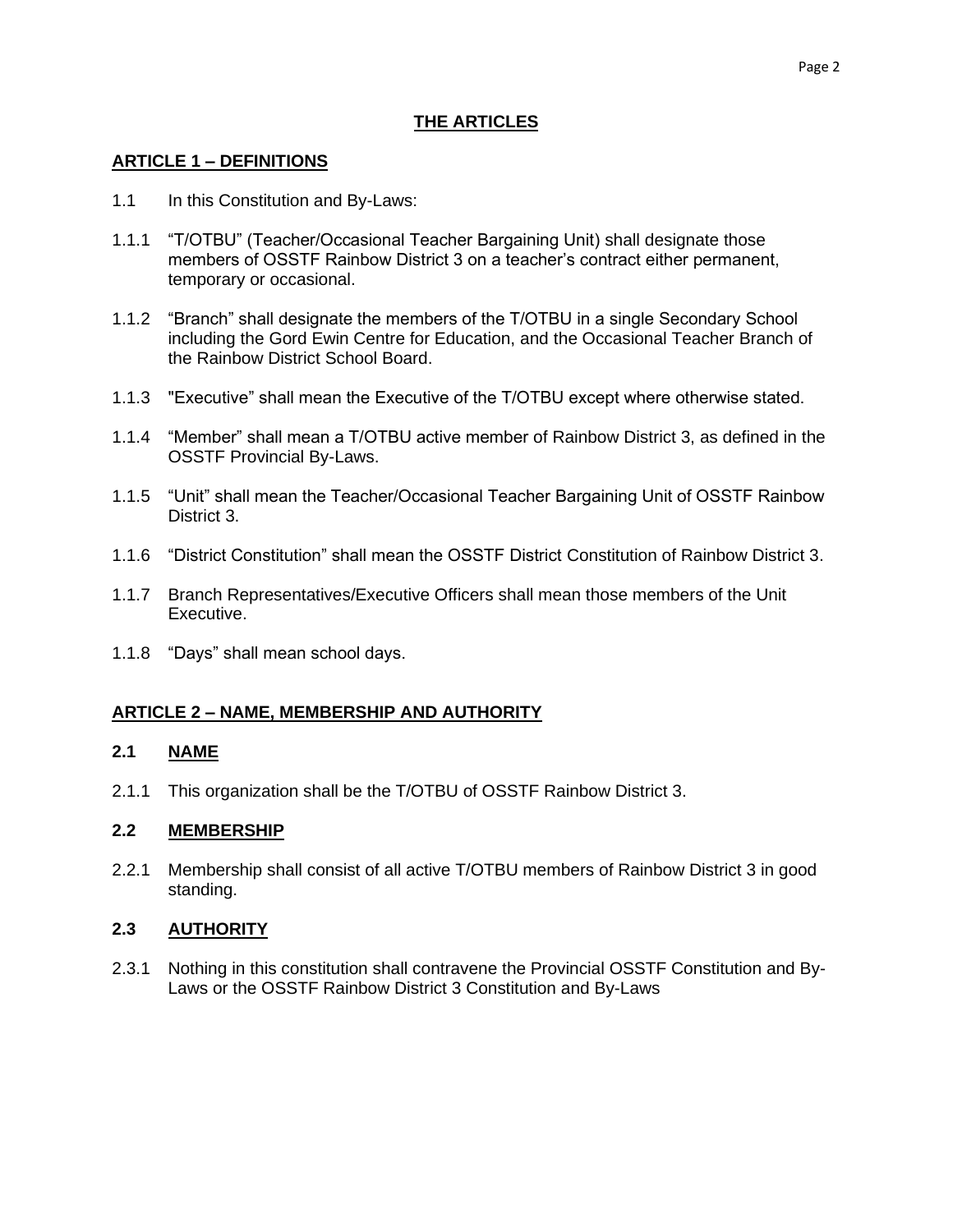# THE ARTICLES

## ARTICLE 1 – DEFINITIONS

1.1 In this Constitution and By-Laws:

1.1.1 "T/OTBU" (Teacher/Occasional Teacher Bargaining Unit) shall designate those members of OSSTF Rainbow District 3 on a teacher's contract either permanent, temporary or occasional.

1.1.2 "Branch" shall designate the members of the T/OTBU in a single Secondary School including the Gord Ewin Centre for Education, and the Occasional Teacher Branch of the Rainbow District School Board.

1.1.3 "Executive" shall mean the Executive of the T/OTBU except where otherwise stated.

1.1.4 "Member" shall mean a T/OTBU active member of Rainbow District 3, as defined in the OSSTF Provincial By-Laws.

1.1.5 "Unit" shall mean the Teacher/Occasional Teacher Bargaining Unit of OSSTF Rainbow District 3.

1.1.6 "District Constitution" shall mean the OSSTF District Constitution of Rainbow District 3.

1.1.7 Branch Representatives/Executive Officers shall mean those members of the Unit Executive.

1.1.8 "Days" shall mean school days.

## ARTICLE 2 – NAME, MEMBERSHIP AND AUTHORITY

### 2.1 NAME

2.1.1 This organization shall be the T/OTBU of OSSTF Rainbow District 3.

### 2.2 MEMBERSHIP

2.2.1 Membership shall consist of all active T/OTBU members of Rainbow District 3 in good standing.

### 2.3 AUTHORITY

2.3.1 Nothing in this constitution shall contravene the Provincial OSSTF Constitution and By-Laws or the OSSTF Rainbow District 3 Constitution and By-Laws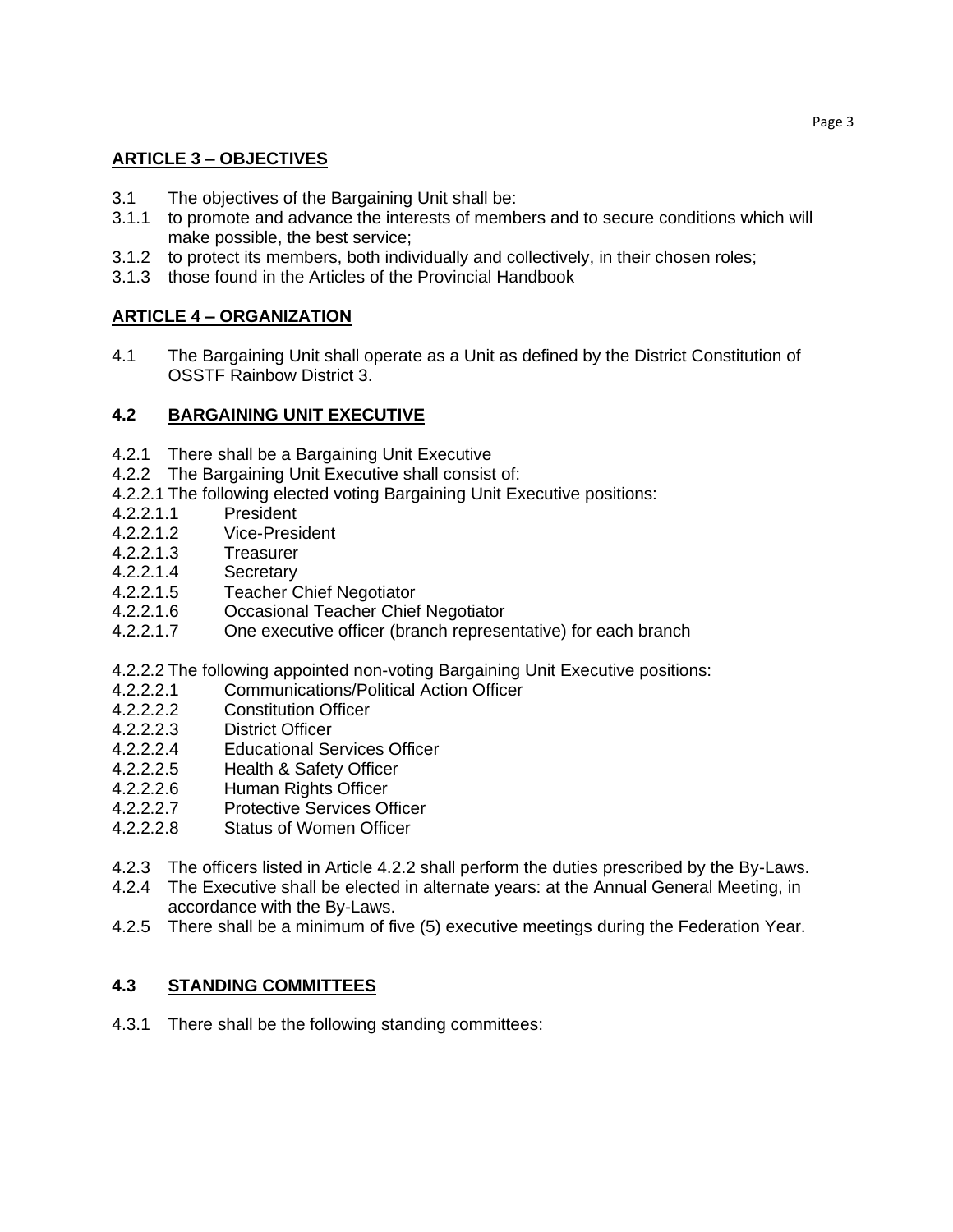## ARTICLE 3 – OBJECTIVES

3.1 The objectives of the Bargaining Unit shall be:
3.1.1 to promote and advance the interests of members and to secure conditions which will make possible, the best service;
3.1.2 to protect its members, both individually and collectively, in their chosen roles;
3.1.3 those found in the Articles of the Provincial Handbook

## ARTICLE 4 – ORGANIZATION

4.1 The Bargaining Unit shall operate as a Unit as defined by the District Constitution of OSSTF Rainbow District 3.

### 4.2 BARGAINING UNIT EXECUTIVE

4.2.1 There shall be a Bargaining Unit Executive
4.2.2 The Bargaining Unit Executive shall consist of:
4.2.2.1 The following elected voting Bargaining Unit Executive positions:
4.2.2.1.1 President
4.2.2.1.2 Vice-President
4.2.2.1.3 Treasurer
4.2.2.1.4 Secretary
4.2.2.1.5 Teacher Chief Negotiator
4.2.2.1.6 Occasional Teacher Chief Negotiator
4.2.2.1.7 One executive officer (branch representative) for each branch

4.2.2.2 The following appointed non-voting Bargaining Unit Executive positions:
4.2.2.2.1 Communications/Political Action Officer
4.2.2.2.2 Constitution Officer
4.2.2.2.3 District Officer
4.2.2.2.4 Educational Services Officer
4.2.2.2.5 Health & Safety Officer
4.2.2.2.6 Human Rights Officer
4.2.2.2.7 Protective Services Officer
4.2.2.2.8 Status of Women Officer

4.2.3 The officers listed in Article 4.2.2 shall perform the duties prescribed by the By-Laws.
4.2.4 The Executive shall be elected in alternate years: at the Annual General Meeting, in accordance with the By-Laws.
4.2.5 There shall be a minimum of five (5) executive meetings during the Federation Year.

### 4.3 STANDING COMMITTEES

4.3.1 There shall be the following standing committees: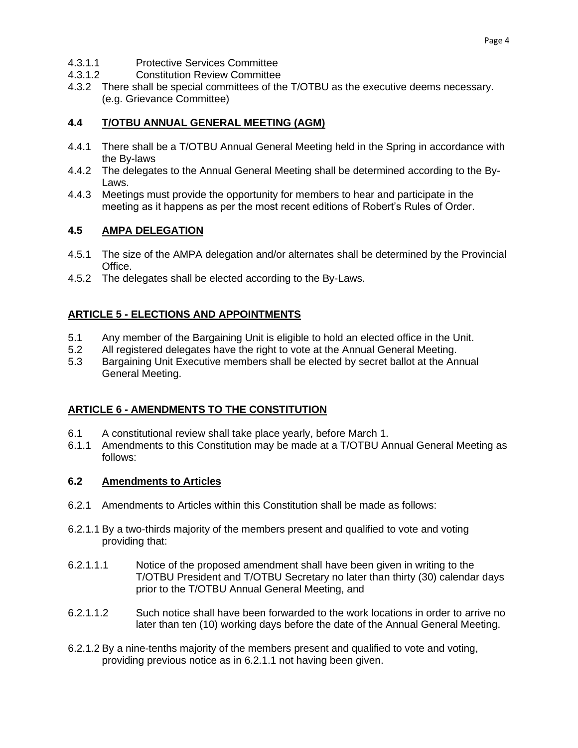4.3.1.1 Protective Services Committee
4.3.1.2 Constitution Review Committee
4.3.2 There shall be special committees of the T/OTBU as the executive deems necessary. (e.g. Grievance Committee)

### 4.4 T/OTBU ANNUAL GENERAL MEETING (AGM)

4.4.1 There shall be a T/OTBU Annual General Meeting held in the Spring in accordance with the By-laws
4.4.2 The delegates to the Annual General Meeting shall be determined according to the By-Laws.
4.4.3 Meetings must provide the opportunity for members to hear and participate in the meeting as it happens as per the most recent editions of Robert's Rules of Order.

### 4.5 AMPA DELEGATION

4.5.1 The size of the AMPA delegation and/or alternates shall be determined by the Provincial Office.
4.5.2 The delegates shall be elected according to the By-Laws.

## ARTICLE 5 - ELECTIONS AND APPOINTMENTS

5.1 Any member of the Bargaining Unit is eligible to hold an elected office in the Unit.
5.2 All registered delegates have the right to vote at the Annual General Meeting.
5.3 Bargaining Unit Executive members shall be elected by secret ballot at the Annual General Meeting.

## ARTICLE 6 - AMENDMENTS TO THE CONSTITUTION

6.1 A constitutional review shall take place yearly, before March 1.
6.1.1 Amendments to this Constitution may be made at a T/OTBU Annual General Meeting as follows:

### 6.2 Amendments to Articles

6.2.1 Amendments to Articles within this Constitution shall be made as follows:

6.2.1.1 By a two-thirds majority of the members present and qualified to vote and voting providing that:

6.2.1.1.1 Notice of the proposed amendment shall have been given in writing to the T/OTBU President and T/OTBU Secretary no later than thirty (30) calendar days prior to the T/OTBU Annual General Meeting, and

6.2.1.1.2 Such notice shall have been forwarded to the work locations in order to arrive no later than ten (10) working days before the date of the Annual General Meeting.

6.2.1.2 By a nine-tenths majority of the members present and qualified to vote and voting, providing previous notice as in 6.2.1.1 not having been given.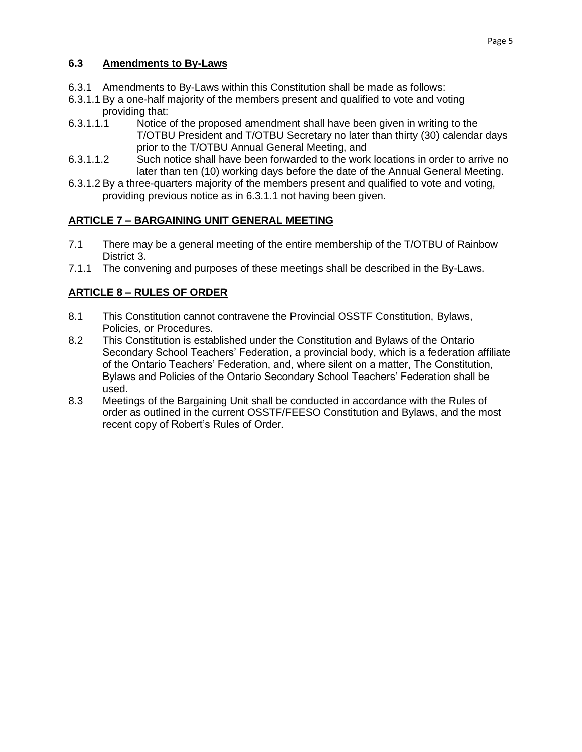### 6.3 Amendments to By-Laws

6.3.1 Amendments to By-Laws within this Constitution shall be made as follows:

6.3.1.1 By a one-half majority of the members present and qualified to vote and voting providing that:

6.3.1.1.1 Notice of the proposed amendment shall have been given in writing to the T/OTBU President and T/OTBU Secretary no later than thirty (30) calendar days prior to the T/OTBU Annual General Meeting, and

6.3.1.1.2 Such notice shall have been forwarded to the work locations in order to arrive no later than ten (10) working days before the date of the Annual General Meeting.

6.3.1.2 By a three-quarters majority of the members present and qualified to vote and voting, providing previous notice as in 6.3.1.1 not having been given.

## ARTICLE 7 – BARGAINING UNIT GENERAL MEETING

7.1 There may be a general meeting of the entire membership of the T/OTBU of Rainbow District 3.

7.1.1 The convening and purposes of these meetings shall be described in the By-Laws.

## ARTICLE 8 – RULES OF ORDER

8.1 This Constitution cannot contravene the Provincial OSSTF Constitution, Bylaws, Policies, or Procedures.

8.2 This Constitution is established under the Constitution and Bylaws of the Ontario Secondary School Teachers' Federation, a provincial body, which is a federation affiliate of the Ontario Teachers' Federation, and, where silent on a matter, The Constitution, Bylaws and Policies of the Ontario Secondary School Teachers' Federation shall be used.

8.3 Meetings of the Bargaining Unit shall be conducted in accordance with the Rules of order as outlined in the current OSSTF/FEESO Constitution and Bylaws, and the most recent copy of Robert's Rules of Order.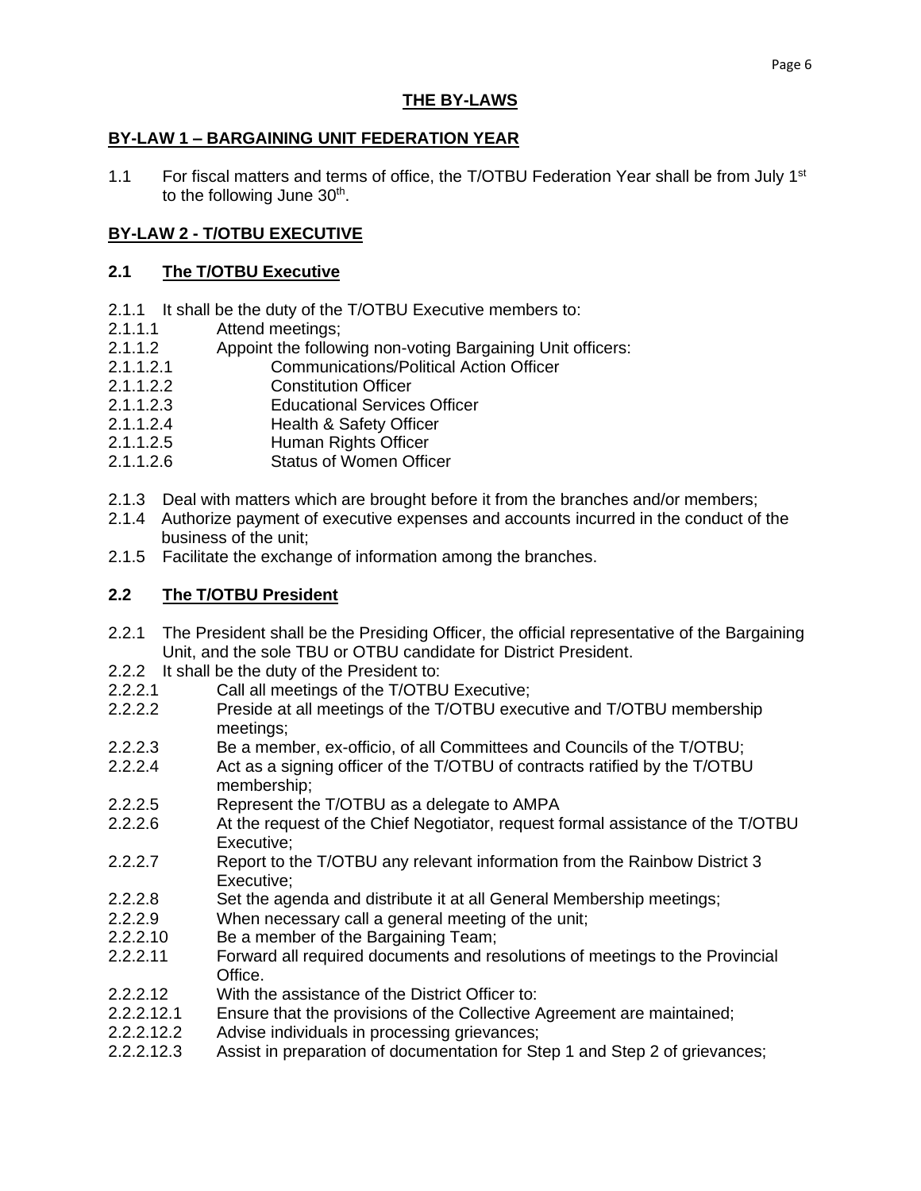# THE BY-LAWS

## BY-LAW 1 – BARGAINING UNIT FEDERATION YEAR

1.1 For fiscal matters and terms of office, the T/OTBU Federation Year shall be from July 1st to the following June 30th.

## BY-LAW 2 - T/OTBU EXECUTIVE

### 2.1 The T/OTBU Executive

2.1.1 It shall be the duty of the T/OTBU Executive members to:

2.1.1.1 Attend meetings;

2.1.1.2 Appoint the following non-voting Bargaining Unit officers:

2.1.1.2.1 Communications/Political Action Officer

2.1.1.2.2 Constitution Officer

2.1.1.2.3 Educational Services Officer

2.1.1.2.4 Health & Safety Officer

2.1.1.2.5 Human Rights Officer

2.1.1.2.6 Status of Women Officer

2.1.3 Deal with matters which are brought before it from the branches and/or members;

2.1.4 Authorize payment of executive expenses and accounts incurred in the conduct of the business of the unit;

2.1.5 Facilitate the exchange of information among the branches.

### 2.2 The T/OTBU President

2.2.1 The President shall be the Presiding Officer, the official representative of the Bargaining Unit, and the sole TBU or OTBU candidate for District President.

2.2.2 It shall be the duty of the President to:

2.2.2.1 Call all meetings of the T/OTBU Executive;

2.2.2.2 Preside at all meetings of the T/OTBU executive and T/OTBU membership meetings;

2.2.2.3 Be a member, ex-officio, of all Committees and Councils of the T/OTBU;

2.2.2.4 Act as a signing officer of the T/OTBU of contracts ratified by the T/OTBU membership;

2.2.2.5 Represent the T/OTBU as a delegate to AMPA

2.2.2.6 At the request of the Chief Negotiator, request formal assistance of the T/OTBU Executive;

2.2.2.7 Report to the T/OTBU any relevant information from the Rainbow District 3 Executive;

2.2.2.8 Set the agenda and distribute it at all General Membership meetings;

2.2.2.9 When necessary call a general meeting of the unit;

2.2.2.10 Be a member of the Bargaining Team;

2.2.2.11 Forward all required documents and resolutions of meetings to the Provincial Office.

2.2.2.12 With the assistance of the District Officer to:

2.2.2.12.1 Ensure that the provisions of the Collective Agreement are maintained;

2.2.2.12.2 Advise individuals in processing grievances;

2.2.2.12.3 Assist in preparation of documentation for Step 1 and Step 2 of grievances;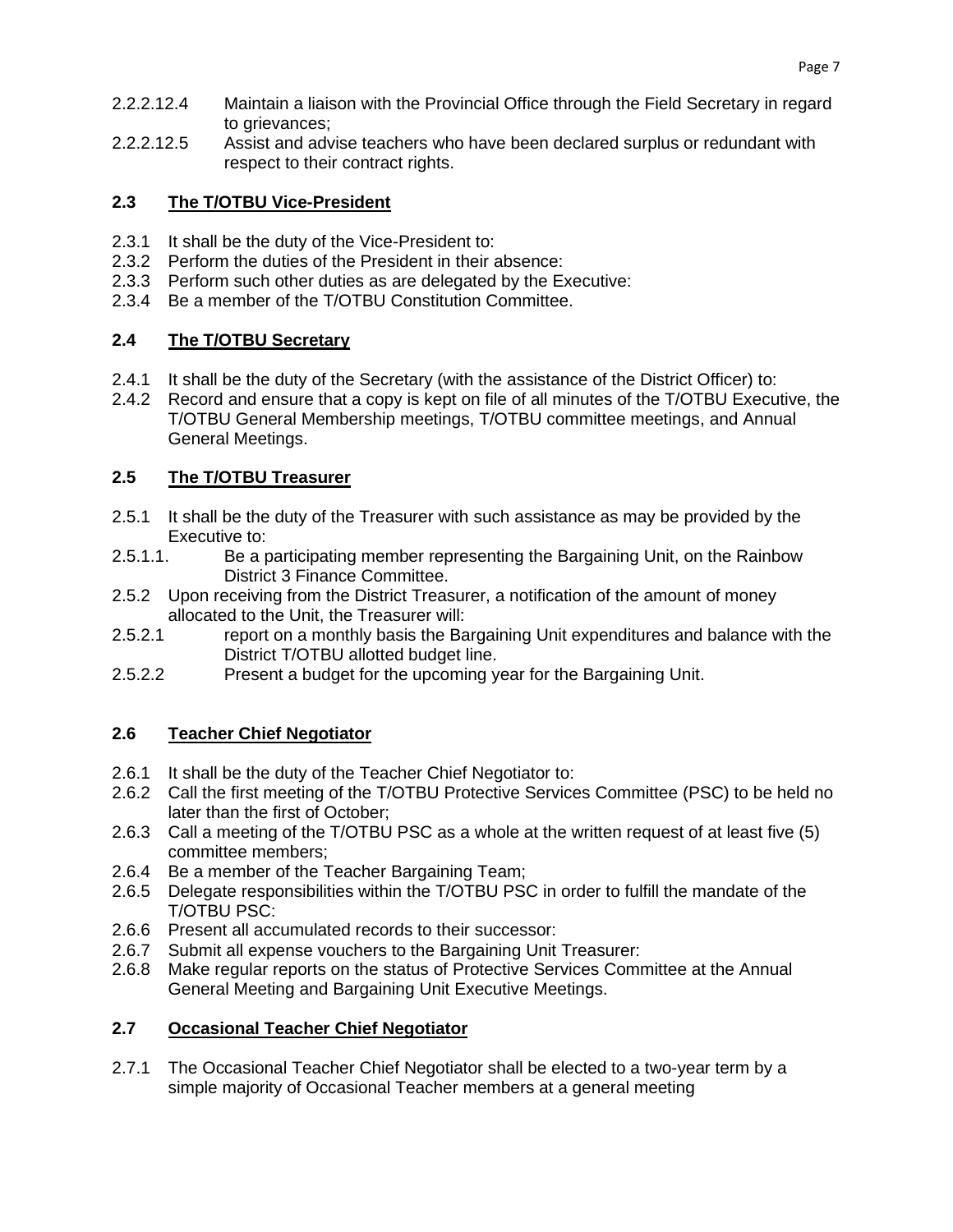2.2.2.12.4 Maintain a liaison with the Provincial Office through the Field Secretary in regard to grievances;

2.2.2.12.5 Assist and advise teachers who have been declared surplus or redundant with respect to their contract rights.

## 2.3 The T/OTBU Vice-President

2.3.1 It shall be the duty of the Vice-President to:

2.3.2 Perform the duties of the President in their absence:

2.3.3 Perform such other duties as are delegated by the Executive:

2.3.4 Be a member of the T/OTBU Constitution Committee.

## 2.4 The T/OTBU Secretary

2.4.1 It shall be the duty of the Secretary (with the assistance of the District Officer) to:

2.4.2 Record and ensure that a copy is kept on file of all minutes of the T/OTBU Executive, the T/OTBU General Membership meetings, T/OTBU committee meetings, and Annual General Meetings.

## 2.5 The T/OTBU Treasurer

2.5.1 It shall be the duty of the Treasurer with such assistance as may be provided by the Executive to:

2.5.1.1. Be a participating member representing the Bargaining Unit, on the Rainbow District 3 Finance Committee.

2.5.2 Upon receiving from the District Treasurer, a notification of the amount of money allocated to the Unit, the Treasurer will:

2.5.2.1 report on a monthly basis the Bargaining Unit expenditures and balance with the District T/OTBU allotted budget line.

2.5.2.2 Present a budget for the upcoming year for the Bargaining Unit.

## 2.6 Teacher Chief Negotiator

2.6.1 It shall be the duty of the Teacher Chief Negotiator to:

2.6.2 Call the first meeting of the T/OTBU Protective Services Committee (PSC) to be held no later than the first of October;

2.6.3 Call a meeting of the T/OTBU PSC as a whole at the written request of at least five (5) committee members;

2.6.4 Be a member of the Teacher Bargaining Team;

2.6.5 Delegate responsibilities within the T/OTBU PSC in order to fulfill the mandate of the T/OTBU PSC:

2.6.6 Present all accumulated records to their successor:

2.6.7 Submit all expense vouchers to the Bargaining Unit Treasurer:

2.6.8 Make regular reports on the status of Protective Services Committee at the Annual General Meeting and Bargaining Unit Executive Meetings.

## 2.7 Occasional Teacher Chief Negotiator

2.7.1 The Occasional Teacher Chief Negotiator shall be elected to a two-year term by a simple majority of Occasional Teacher members at a general meeting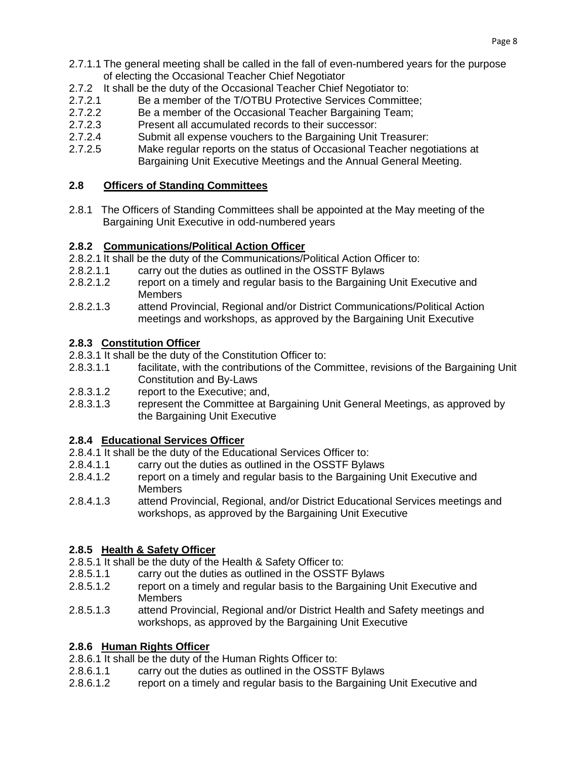2.7.1.1 The general meeting shall be called in the fall of even-numbered years for the purpose of electing the Occasional Teacher Chief Negotiator

2.7.2 It shall be the duty of the Occasional Teacher Chief Negotiator to:

2.7.2.1 Be a member of the T/OTBU Protective Services Committee;

2.7.2.2 Be a member of the Occasional Teacher Bargaining Team;

2.7.2.3 Present all accumulated records to their successor:

2.7.2.4 Submit all expense vouchers to the Bargaining Unit Treasurer:

2.7.2.5 Make regular reports on the status of Occasional Teacher negotiations at Bargaining Unit Executive Meetings and the Annual General Meeting.

## 2.8 Officers of Standing Committees

2.8.1 The Officers of Standing Committees shall be appointed at the May meeting of the Bargaining Unit Executive in odd-numbered years

### 2.8.2 Communications/Political Action Officer

2.8.2.1 It shall be the duty of the Communications/Political Action Officer to:

2.8.2.1.1 carry out the duties as outlined in the OSSTF Bylaws

2.8.2.1.2 report on a timely and regular basis to the Bargaining Unit Executive and Members

2.8.2.1.3 attend Provincial, Regional and/or District Communications/Political Action meetings and workshops, as approved by the Bargaining Unit Executive

### 2.8.3 Constitution Officer

2.8.3.1 It shall be the duty of the Constitution Officer to:

2.8.3.1.1 facilitate, with the contributions of the Committee, revisions of the Bargaining Unit Constitution and By-Laws

2.8.3.1.2 report to the Executive; and,

2.8.3.1.3 represent the Committee at Bargaining Unit General Meetings, as approved by the Bargaining Unit Executive

### 2.8.4 Educational Services Officer

2.8.4.1 It shall be the duty of the Educational Services Officer to:

2.8.4.1.1 carry out the duties as outlined in the OSSTF Bylaws

2.8.4.1.2 report on a timely and regular basis to the Bargaining Unit Executive and Members

2.8.4.1.3 attend Provincial, Regional, and/or District Educational Services meetings and workshops, as approved by the Bargaining Unit Executive

### 2.8.5 Health & Safety Officer

2.8.5.1 It shall be the duty of the Health & Safety Officer to:

2.8.5.1.1 carry out the duties as outlined in the OSSTF Bylaws

2.8.5.1.2 report on a timely and regular basis to the Bargaining Unit Executive and Members

2.8.5.1.3 attend Provincial, Regional and/or District Health and Safety meetings and workshops, as approved by the Bargaining Unit Executive

### 2.8.6 Human Rights Officer

2.8.6.1 It shall be the duty of the Human Rights Officer to:

2.8.6.1.1 carry out the duties as outlined in the OSSTF Bylaws

2.8.6.1.2 report on a timely and regular basis to the Bargaining Unit Executive and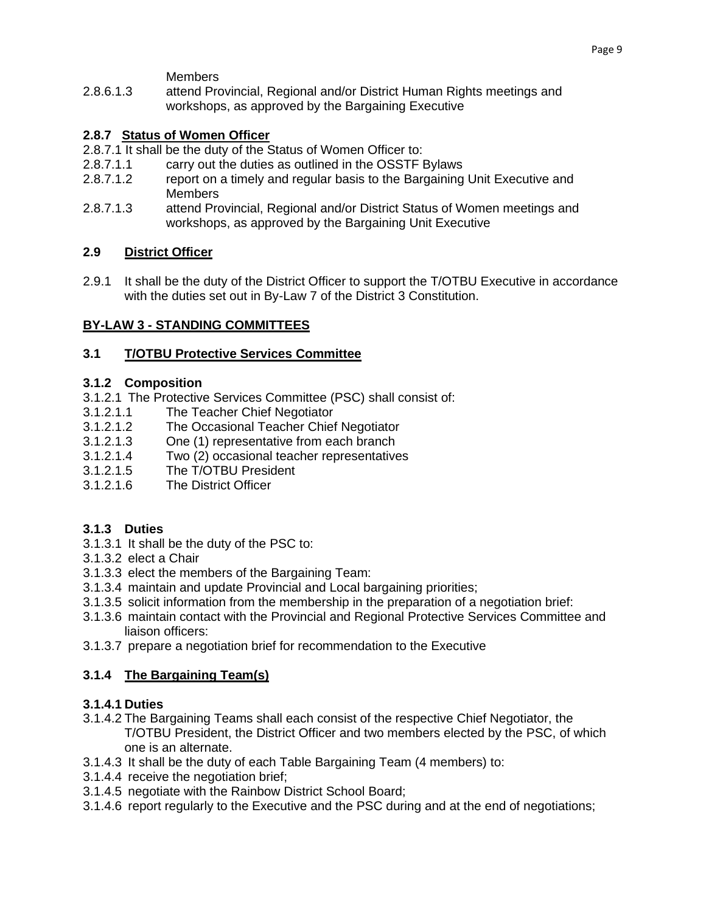Members

2.8.6.1.3 attend Provincial, Regional and/or District Human Rights meetings and workshops, as approved by the Bargaining Executive

### 2.8.7 Status of Women Officer

2.8.7.1 It shall be the duty of the Status of Women Officer to:

2.8.7.1.1 carry out the duties as outlined in the OSSTF Bylaws

2.8.7.1.2 report on a timely and regular basis to the Bargaining Unit Executive and Members

2.8.7.1.3 attend Provincial, Regional and/or District Status of Women meetings and workshops, as approved by the Bargaining Unit Executive

### 2.9 District Officer

2.9.1 It shall be the duty of the District Officer to support the T/OTBU Executive in accordance with the duties set out in By-Law 7 of the District 3 Constitution.

## BY-LAW 3 - STANDING COMMITTEES

### 3.1 T/OTBU Protective Services Committee

### 3.1.2 Composition

3.1.2.1 The Protective Services Committee (PSC) shall consist of:

3.1.2.1.1 The Teacher Chief Negotiator

3.1.2.1.2 The Occasional Teacher Chief Negotiator

3.1.2.1.3 One (1) representative from each branch

3.1.2.1.4 Two (2) occasional teacher representatives

3.1.2.1.5 The T/OTBU President

3.1.2.1.6 The District Officer

### 3.1.3 Duties

3.1.3.1 It shall be the duty of the PSC to:

3.1.3.2 elect a Chair

3.1.3.3 elect the members of the Bargaining Team:

3.1.3.4 maintain and update Provincial and Local bargaining priorities;

3.1.3.5 solicit information from the membership in the preparation of a negotiation brief:

3.1.3.6 maintain contact with the Provincial and Regional Protective Services Committee and liaison officers:

3.1.3.7 prepare a negotiation brief for recommendation to the Executive

### 3.1.4 The Bargaining Team(s)

**3.1.4.1 Duties**

3.1.4.2 The Bargaining Teams shall each consist of the respective Chief Negotiator, the T/OTBU President, the District Officer and two members elected by the PSC, of which one is an alternate.

3.1.4.3 It shall be the duty of each Table Bargaining Team (4 members) to:

3.1.4.4 receive the negotiation brief;

3.1.4.5 negotiate with the Rainbow District School Board;

3.1.4.6 report regularly to the Executive and the PSC during and at the end of negotiations;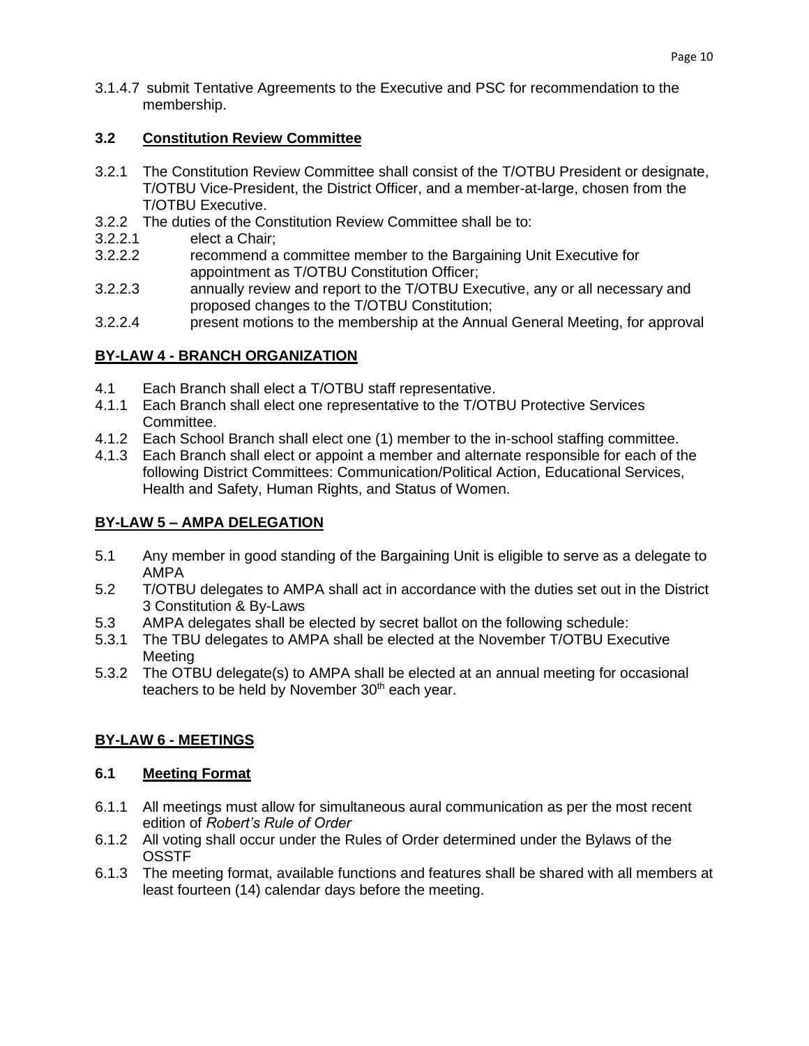3.1.4.7 submit Tentative Agreements to the Executive and PSC for recommendation to the membership.

### 3.2 Constitution Review Committee

3.2.1 The Constitution Review Committee shall consist of the T/OTBU President or designate, T/OTBU Vice-President, the District Officer, and a member-at-large, chosen from the T/OTBU Executive.

3.2.2 The duties of the Constitution Review Committee shall be to:

3.2.2.1 elect a Chair;

3.2.2.2 recommend a committee member to the Bargaining Unit Executive for appointment as T/OTBU Constitution Officer;

3.2.2.3 annually review and report to the T/OTBU Executive, any or all necessary and proposed changes to the T/OTBU Constitution;

3.2.2.4 present motions to the membership at the Annual General Meeting, for approval

## BY-LAW 4 - BRANCH ORGANIZATION

4.1 Each Branch shall elect a T/OTBU staff representative.

4.1.1 Each Branch shall elect one representative to the T/OTBU Protective Services Committee.

4.1.2 Each School Branch shall elect one (1) member to the in-school staffing committee.

4.1.3 Each Branch shall elect or appoint a member and alternate responsible for each of the following District Committees: Communication/Political Action, Educational Services, Health and Safety, Human Rights, and Status of Women.

## BY-LAW 5 – AMPA DELEGATION

5.1 Any member in good standing of the Bargaining Unit is eligible to serve as a delegate to AMPA

5.2 T/OTBU delegates to AMPA shall act in accordance with the duties set out in the District 3 Constitution & By-Laws

5.3 AMPA delegates shall be elected by secret ballot on the following schedule:

5.3.1 The TBU delegates to AMPA shall be elected at the November T/OTBU Executive Meeting

5.3.2 The OTBU delegate(s) to AMPA shall be elected at an annual meeting for occasional teachers to be held by November 30th each year.

## BY-LAW 6 - MEETINGS

### 6.1 Meeting Format

6.1.1 All meetings must allow for simultaneous aural communication as per the most recent edition of *Robert's Rule of Order*

6.1.2 All voting shall occur under the Rules of Order determined under the Bylaws of the OSSTF

6.1.3 The meeting format, available functions and features shall be shared with all members at least fourteen (14) calendar days before the meeting.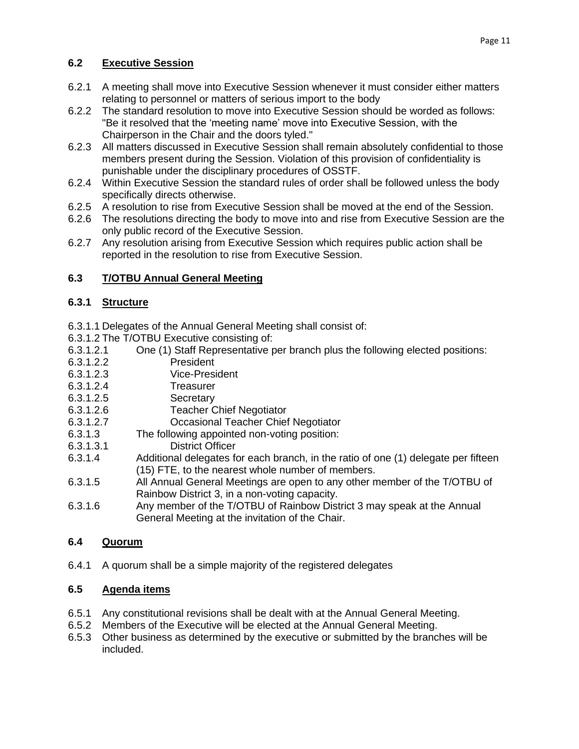### 6.2 Executive Session

6.2.1 A meeting shall move into Executive Session whenever it must consider either matters relating to personnel or matters of serious import to the body

6.2.2 The standard resolution to move into Executive Session should be worded as follows: "Be it resolved that the 'meeting name' move into Executive Session, with the Chairperson in the Chair and the doors tyled."

6.2.3 All matters discussed in Executive Session shall remain absolutely confidential to those members present during the Session. Violation of this provision of confidentiality is punishable under the disciplinary procedures of OSSTF.

6.2.4 Within Executive Session the standard rules of order shall be followed unless the body specifically directs otherwise.

6.2.5 A resolution to rise from Executive Session shall be moved at the end of the Session.

6.2.6 The resolutions directing the body to move into and rise from Executive Session are the only public record of the Executive Session.

6.2.7 Any resolution arising from Executive Session which requires public action shall be reported in the resolution to rise from Executive Session.

### 6.3 T/OTBU Annual General Meeting

### 6.3.1 Structure

6.3.1.1 Delegates of the Annual General Meeting shall consist of:

6.3.1.2 The T/OTBU Executive consisting of:

6.3.1.2.1 One (1) Staff Representative per branch plus the following elected positions:

6.3.1.2.2 President

6.3.1.2.3 Vice-President

6.3.1.2.4 Treasurer

6.3.1.2.5 Secretary

6.3.1.2.6 Teacher Chief Negotiator

6.3.1.2.7 Occasional Teacher Chief Negotiator

6.3.1.3 The following appointed non-voting position:

6.3.1.3.1 District Officer

6.3.1.4 Additional delegates for each branch, in the ratio of one (1) delegate per fifteen (15) FTE, to the nearest whole number of members.

6.3.1.5 All Annual General Meetings are open to any other member of the T/OTBU of Rainbow District 3, in a non-voting capacity.

6.3.1.6 Any member of the T/OTBU of Rainbow District 3 may speak at the Annual General Meeting at the invitation of the Chair.

### 6.4 Quorum

6.4.1 A quorum shall be a simple majority of the registered delegates

### 6.5 Agenda items

6.5.1 Any constitutional revisions shall be dealt with at the Annual General Meeting.

6.5.2 Members of the Executive will be elected at the Annual General Meeting.

6.5.3 Other business as determined by the executive or submitted by the branches will be included.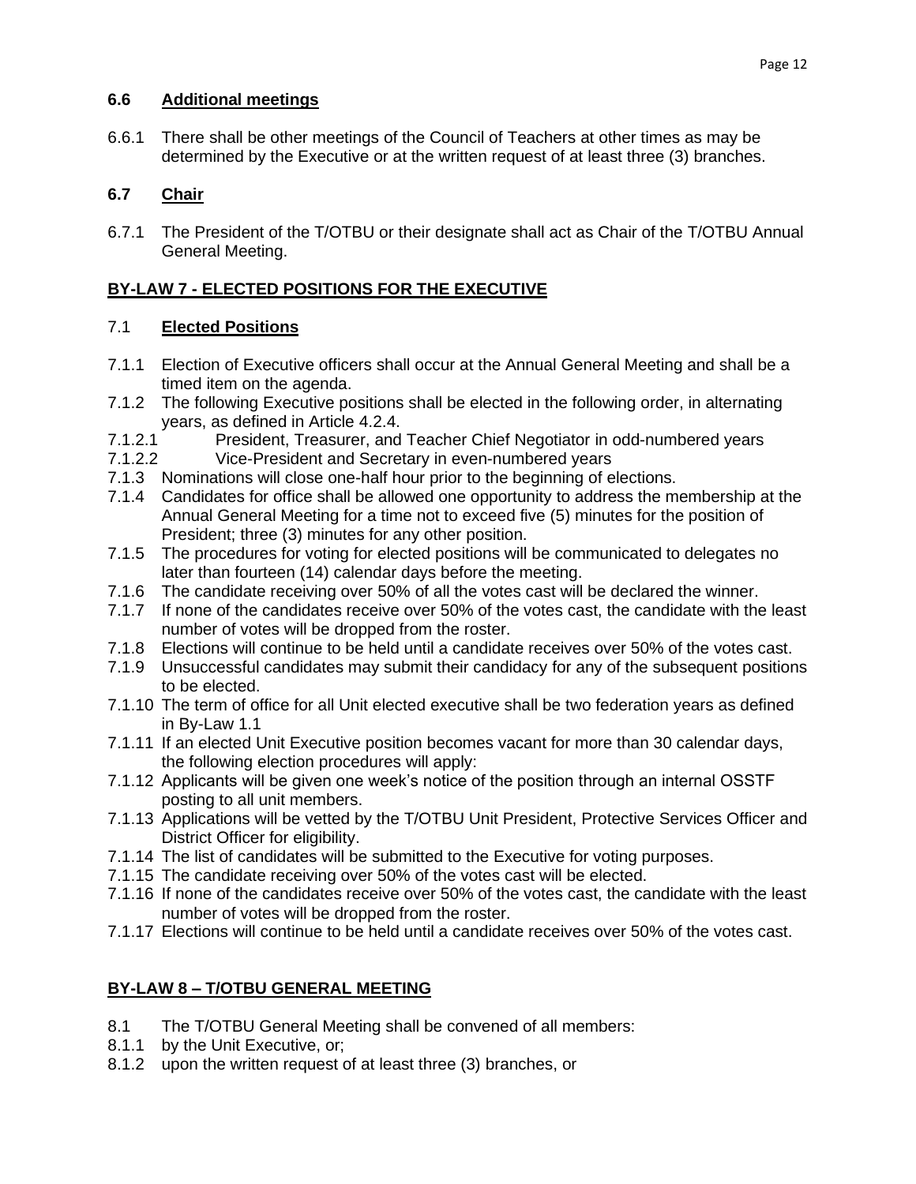### 6.6 Additional meetings

6.6.1 There shall be other meetings of the Council of Teachers at other times as may be determined by the Executive or at the written request of at least three (3) branches.

### 6.7 Chair

6.7.1 The President of the T/OTBU or their designate shall act as Chair of the T/OTBU Annual General Meeting.

## BY-LAW 7 - ELECTED POSITIONS FOR THE EXECUTIVE

### 7.1 Elected Positions

7.1.1 Election of Executive officers shall occur at the Annual General Meeting and shall be a timed item on the agenda.
7.1.2 The following Executive positions shall be elected in the following order, in alternating years, as defined in Article 4.2.4.
7.1.2.1 President, Treasurer, and Teacher Chief Negotiator in odd-numbered years
7.1.2.2 Vice-President and Secretary in even-numbered years
7.1.3 Nominations will close one-half hour prior to the beginning of elections.
7.1.4 Candidates for office shall be allowed one opportunity to address the membership at the Annual General Meeting for a time not to exceed five (5) minutes for the position of President; three (3) minutes for any other position.
7.1.5 The procedures for voting for elected positions will be communicated to delegates no later than fourteen (14) calendar days before the meeting.
7.1.6 The candidate receiving over 50% of all the votes cast will be declared the winner.
7.1.7 If none of the candidates receive over 50% of the votes cast, the candidate with the least number of votes will be dropped from the roster.
7.1.8 Elections will continue to be held until a candidate receives over 50% of the votes cast.
7.1.9 Unsuccessful candidates may submit their candidacy for any of the subsequent positions to be elected.
7.1.10 The term of office for all Unit elected executive shall be two federation years as defined in By-Law 1.1
7.1.11 If an elected Unit Executive position becomes vacant for more than 30 calendar days, the following election procedures will apply:
7.1.12 Applicants will be given one week's notice of the position through an internal OSSTF posting to all unit members.
7.1.13 Applications will be vetted by the T/OTBU Unit President, Protective Services Officer and District Officer for eligibility.
7.1.14 The list of candidates will be submitted to the Executive for voting purposes.
7.1.15 The candidate receiving over 50% of the votes cast will be elected.
7.1.16 If none of the candidates receive over 50% of the votes cast, the candidate with the least number of votes will be dropped from the roster.
7.1.17 Elections will continue to be held until a candidate receives over 50% of the votes cast.

## BY-LAW 8 – T/OTBU GENERAL MEETING

8.1 The T/OTBU General Meeting shall be convened of all members:
8.1.1 by the Unit Executive, or;
8.1.2 upon the written request of at least three (3) branches, or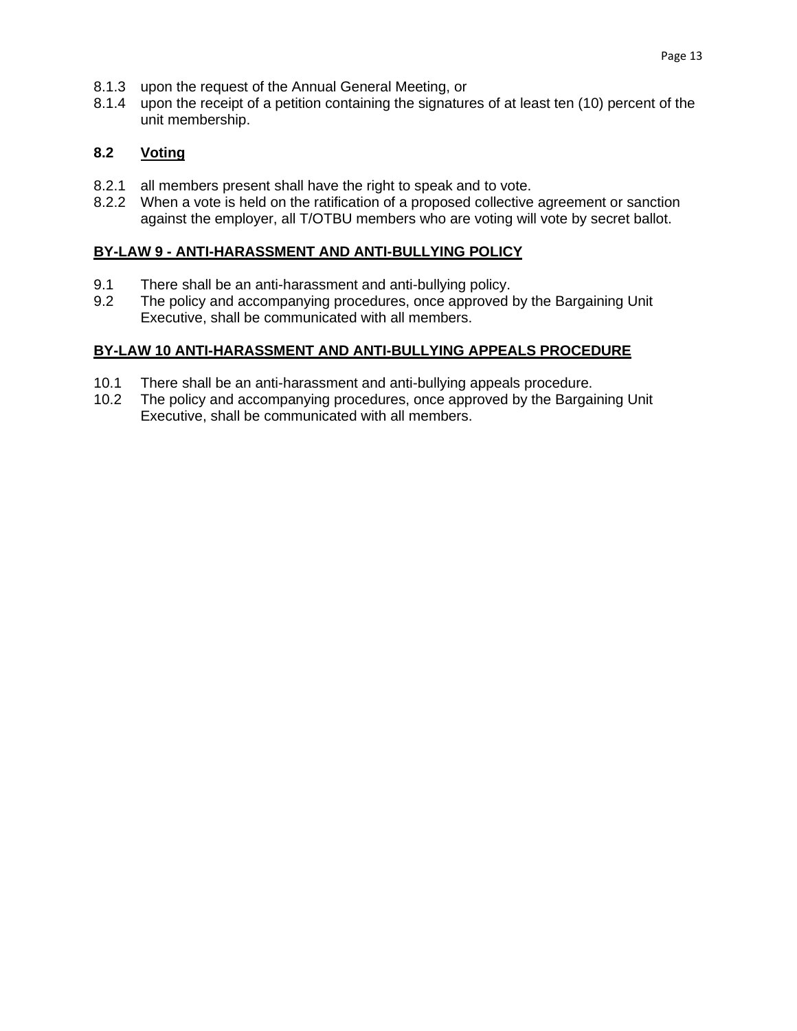8.1.3 upon the request of the Annual General Meeting, or
8.1.4 upon the receipt of a petition containing the signatures of at least ten (10) percent of the unit membership.

### 8.2 Voting

8.2.1 all members present shall have the right to speak and to vote.
8.2.2 When a vote is held on the ratification of a proposed collective agreement or sanction against the employer, all T/OTBU members who are voting will vote by secret ballot.

## BY-LAW 9 - ANTI-HARASSMENT AND ANTI-BULLYING POLICY

9.1 There shall be an anti-harassment and anti-bullying policy.
9.2 The policy and accompanying procedures, once approved by the Bargaining Unit Executive, shall be communicated with all members.

## BY-LAW 10 ANTI-HARASSMENT AND ANTI-BULLYING APPEALS PROCEDURE

10.1 There shall be an anti-harassment and anti-bullying appeals procedure.
10.2 The policy and accompanying procedures, once approved by the Bargaining Unit Executive, shall be communicated with all members.